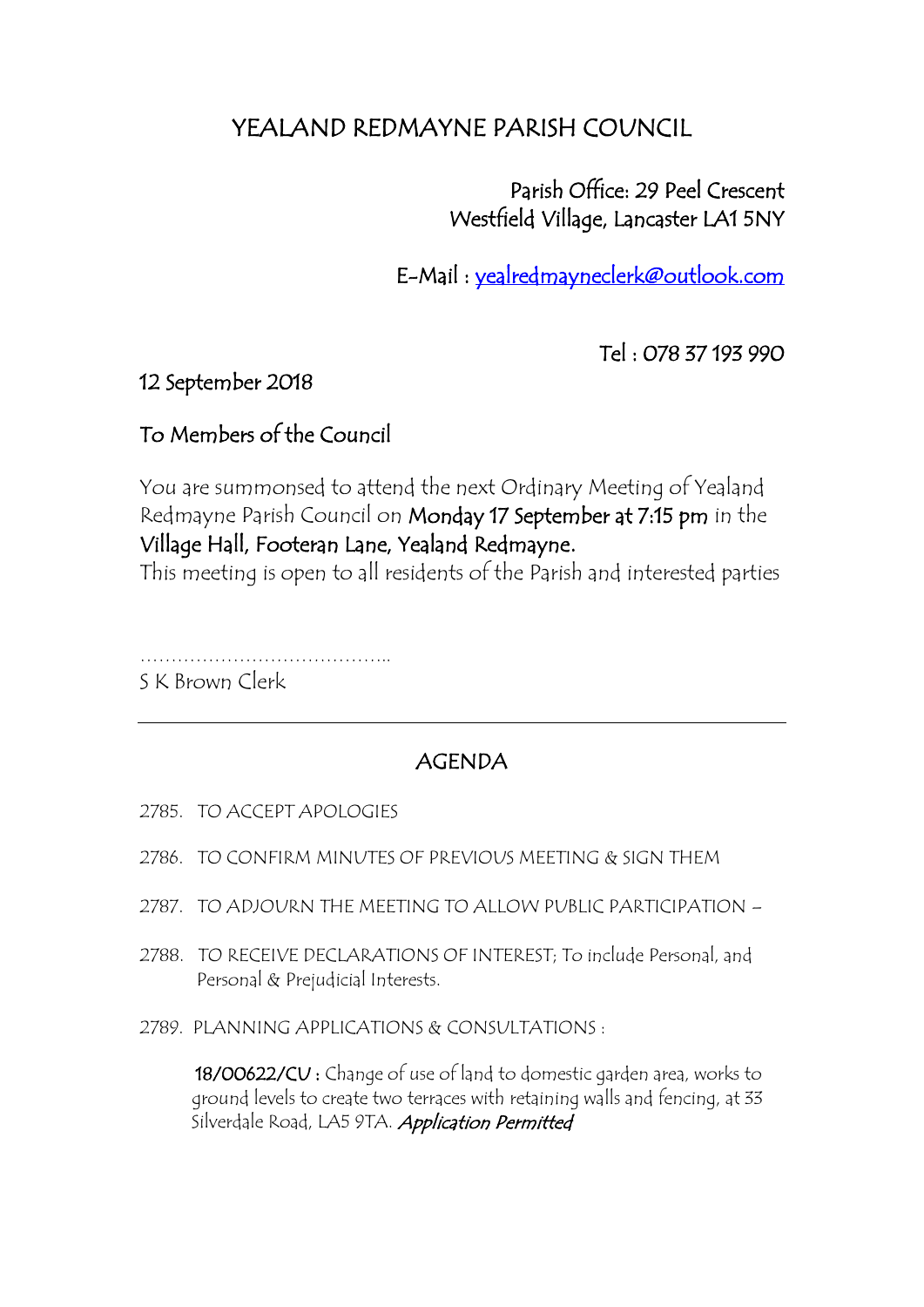# YEALAND REDMAYNE PARISH COUNCIL

Parish Office: 29 Peel Crescent
Westfield Village, Lancaster LA1 5NY

E-Mail : yealredmayneclerk@outlook.com

Tel : 078 37 193 990

12 September 2018

To Members of the Council

You are summonsed to attend the next Ordinary Meeting of Yealand Redmayne Parish Council on **Monday 17 September at 7:15 pm** in the **Village Hall, Footeran Lane, Yealand Redmayne.**
This meeting is open to all residents of the Parish and interested parties

…………………………………..
S K Brown Clerk

---

## AGENDA

2785. TO ACCEPT APOLOGIES

2786. TO CONFIRM MINUTES OF PREVIOUS MEETING & SIGN THEM

2787. TO ADJOURN THE MEETING TO ALLOW PUBLIC PARTICIPATION –

2788. TO RECEIVE DECLARATIONS OF INTEREST; To include Personal, and Personal & Prejudicial Interests.

2789. PLANNING APPLICATIONS & CONSULTATIONS :

**18/00622/CU** : Change of use of land to domestic garden area, works to ground levels to create two terraces with retaining walls and fencing, at 33 Silverdale Road, LA5 9TA. *Application Permitted*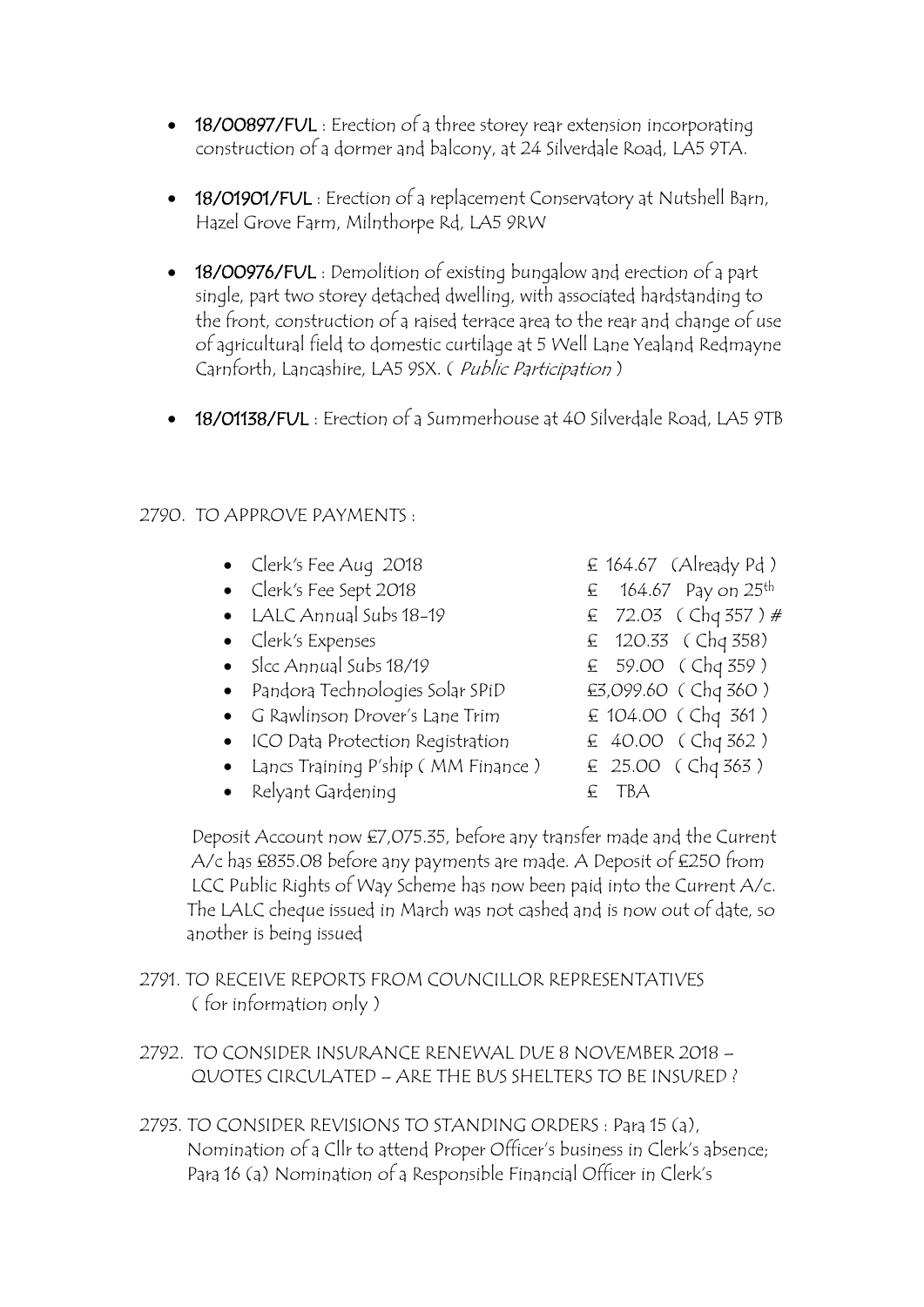- **18/00897/FUL** : Erection of a three storey rear extension incorporating construction of a dormer and balcony, at 24 Silverdale Road, LA5 9TA.
- **18/01901/FUL** : Erection of a replacement Conservatory at Nutshell Barn, Hazel Grove Farm, Milnthorpe Rd, LA5 9RW
- **18/00976/FUL** : Demolition of existing bungalow and erection of a part single, part two storey detached dwelling, with associated hardstanding to the front, construction of a raised terrace area to the rear and change of use of agricultural field to domestic curtilage at 5 Well Lane Yealand Redmayne Carnforth, Lancashire, LA5 9SX. ( *Public Participation* )
- **18/01138/FUL** : Erection of a Summerhouse at 40 Silverdale Road, LA5 9TB

2790. TO APPROVE PAYMENTS :

- Clerk's Fee Aug 2018 — £ 164.67 (Already Pd )
- Clerk's Fee Sept 2018 — £ 164.67 Pay on 25th
- LALC Annual Subs 18-19 — £ 72.03 ( Chq 357 ) #
- Clerk's Expenses — £ 120.33 ( Chq 358)
- Slcc Annual Subs 18/19 — £ 59.00 ( Chq 359 )
- Pandora Technologies Solar SPiD — £3,099.60 ( Chq 360 )
- G Rawlinson Drover's Lane Trim — £ 104.00 ( Chq 361 )
- ICO Data Protection Registration — £ 40.00 ( Chq 362 )
- Lancs Training P'ship ( MM Finance ) — £ 25.00 ( Chq 363 )
- Relyant Gardening — £ TBA

Deposit Account now £7,075.35, before any transfer made and the Current A/c has £835.08 before any payments are made. A Deposit of £250 from LCC Public Rights of Way Scheme has now been paid into the Current A/c. The LALC cheque issued in March was not cashed and is now out of date, so another is being issued

2791. TO RECEIVE REPORTS FROM COUNCILLOR REPRESENTATIVES ( for information only )

2792. TO CONSIDER INSURANCE RENEWAL DUE 8 NOVEMBER 2018 – QUOTES CIRCULATED – ARE THE BUS SHELTERS TO BE INSURED ?

2793. TO CONSIDER REVISIONS TO STANDING ORDERS : Para 15 (a), Nomination of a Cllr to attend Proper Officer's business in Clerk's absence; Para 16 (a) Nomination of a Responsible Financial Officer in Clerk's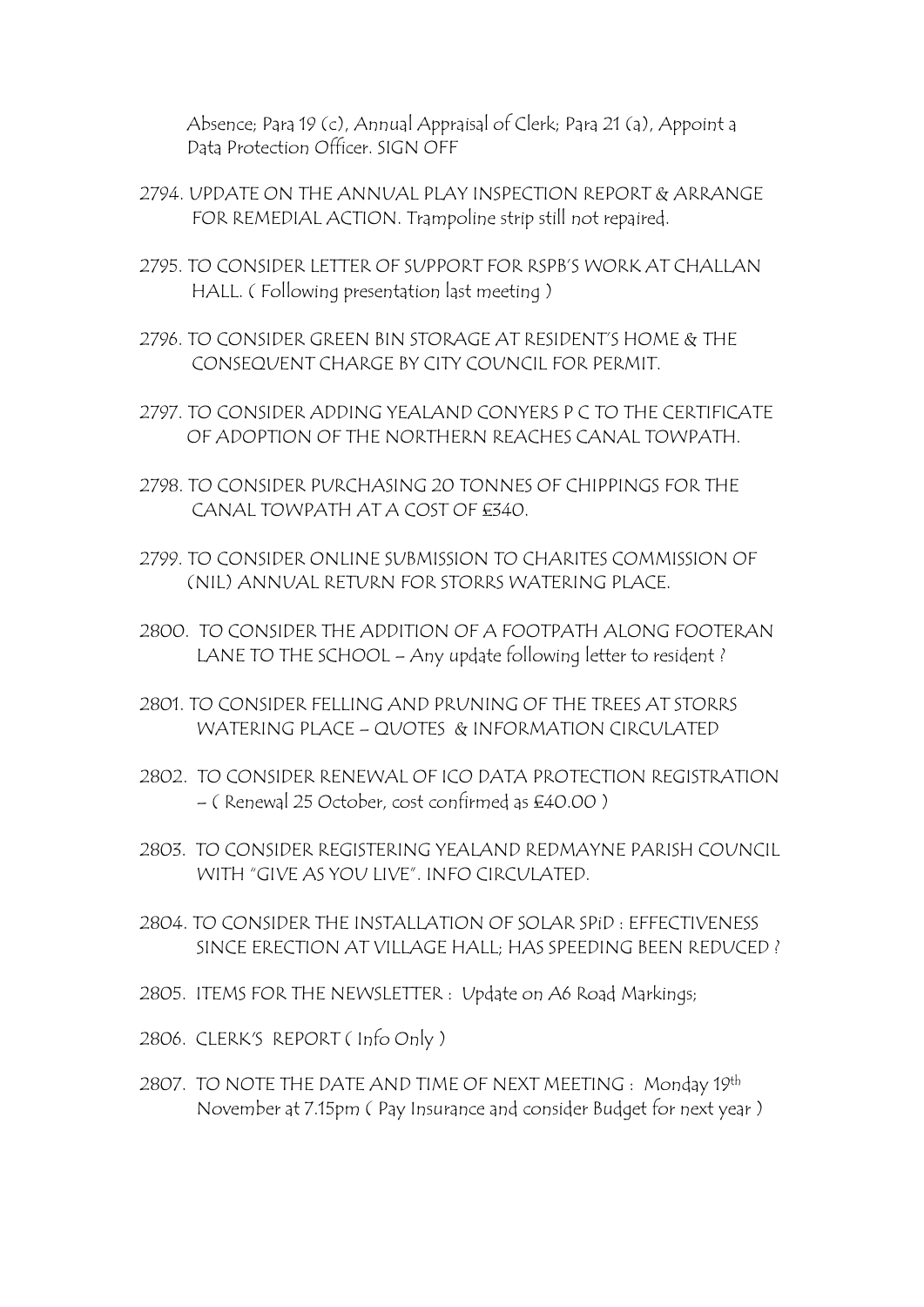Absence; Para 19 (c), Annual Appraisal of Clerk; Para 21 (a), Appoint a Data Protection Officer. SIGN OFF

2794. UPDATE ON THE ANNUAL PLAY INSPECTION REPORT & ARRANGE FOR REMEDIAL ACTION. Trampoline strip still not repaired.

2795. TO CONSIDER LETTER OF SUPPORT FOR RSPB'S WORK AT CHALLAN HALL. ( Following presentation last meeting )

2796. TO CONSIDER GREEN BIN STORAGE AT RESIDENT'S HOME & THE CONSEQUENT CHARGE BY CITY COUNCIL FOR PERMIT.

2797. TO CONSIDER ADDING YEALAND CONYERS P C TO THE CERTIFICATE OF ADOPTION OF THE NORTHERN REACHES CANAL TOWPATH.

2798. TO CONSIDER PURCHASING 20 TONNES OF CHIPPINGS FOR THE CANAL TOWPATH AT A COST OF £340.

2799. TO CONSIDER ONLINE SUBMISSION TO CHARITES COMMISSION OF (NIL) ANNUAL RETURN FOR STORRS WATERING PLACE.

2800. TO CONSIDER THE ADDITION OF A FOOTPATH ALONG FOOTERAN LANE TO THE SCHOOL – Any update following letter to resident ?

2801. TO CONSIDER FELLING AND PRUNING OF THE TREES AT STORRS WATERING PLACE – QUOTES & INFORMATION CIRCULATED

2802. TO CONSIDER RENEWAL OF ICO DATA PROTECTION REGISTRATION – ( Renewal 25 October, cost confirmed as £40.00 )

2803. TO CONSIDER REGISTERING YEALAND REDMAYNE PARISH COUNCIL WITH "GIVE AS YOU LIVE". INFO CIRCULATED.

2804. TO CONSIDER THE INSTALLATION OF SOLAR SPiD : EFFECTIVENESS SINCE ERECTION AT VILLAGE HALL; HAS SPEEDING BEEN REDUCED ?

2805. ITEMS FOR THE NEWSLETTER : Update on A6 Road Markings;

2806. CLERK'S REPORT ( Info Only )

2807. TO NOTE THE DATE AND TIME OF NEXT MEETING : Monday 19th November at 7.15pm ( Pay Insurance and consider Budget for next year )